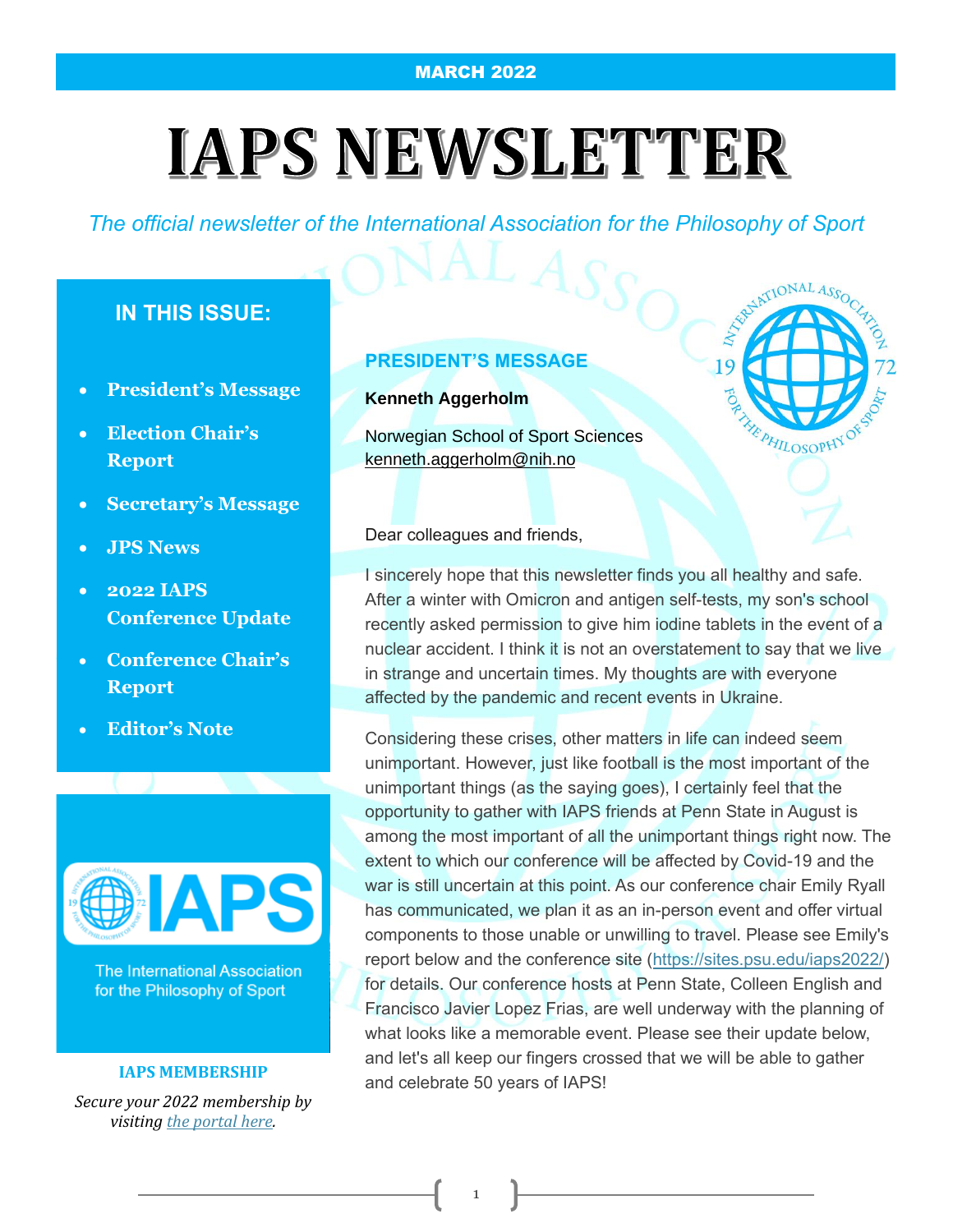MARCH 2022

# IAPS NEWSLETTER

*The official newsletter of the International Association for the Philosophy of Sport*

## IN THIS ISSUE:

- **President's Message**
- **Election Chair's Report**
- **Secretary's Message**
- **JPS News**
- **2022 IAPS Conference Update**
- **Conference Chair's Report**
- **Editor's Note**

The International Association for the Philosophy of Sport

**IAPS MEMBERSHIP**

*Secure your 2022 membership by visiting [the portal here](the portal here).*

## PRESIDENT'S MESSAGE

**Kenneth Aggerholm**

Norwegian School of Sport Sciences
kenneth.aggerholm@nih.no

Dear colleagues and friends,

I sincerely hope that this newsletter finds you all healthy and safe. After a winter with Omicron and antigen self-tests, my son's school recently asked permission to give him iodine tablets in the event of a nuclear accident. I think it is not an overstatement to say that we live in strange and uncertain times. My thoughts are with everyone affected by the pandemic and recent events in Ukraine.

Considering these crises, other matters in life can indeed seem unimportant. However, just like football is the most important of the unimportant things (as the saying goes), I certainly feel that the opportunity to gather with IAPS friends at Penn State in August is among the most important of all the unimportant things right now. The extent to which our conference will be affected by Covid-19 and the war is still uncertain at this point. As our conference chair Emily Ryall has communicated, we plan it as an in-person event and offer virtual components to those unable or unwilling to travel. Please see Emily's report below and the conference site (https://sites.psu.edu/iaps2022/) for details. Our conference hosts at Penn State, Colleen English and Francisco Javier Lopez Frias, are well underway with the planning of what looks like a memorable event. Please see their update below, and let's all keep our fingers crossed that we will be able to gather and celebrate 50 years of IAPS!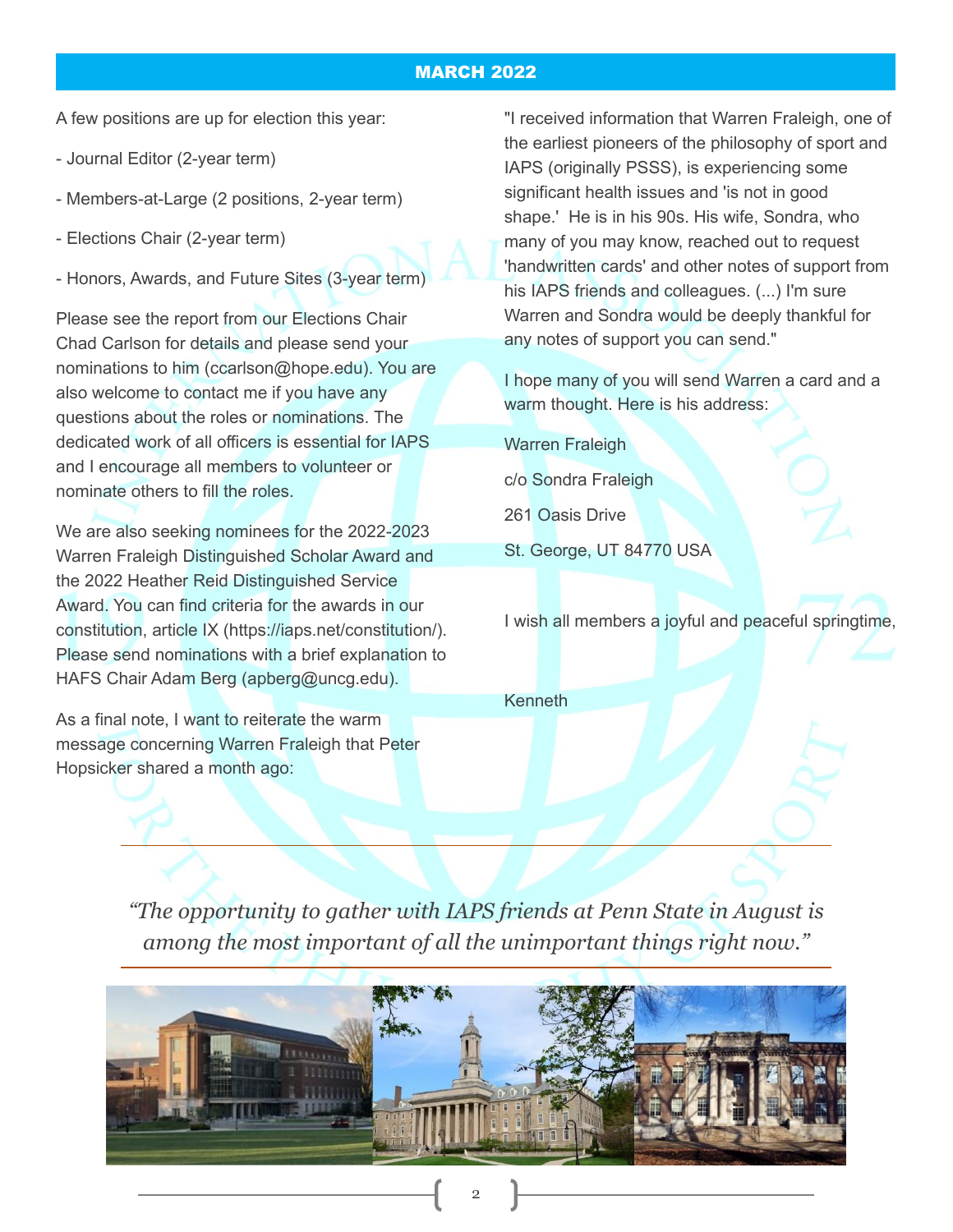## MARCH 2022

A few positions are up for election this year:

- Journal Editor (2-year term)
- Members-at-Large (2 positions, 2-year term)
- Elections Chair (2-year term)
- Honors, Awards, and Future Sites (3-year term)

Please see the report from our Elections Chair Chad Carlson for details and please send your nominations to him (ccarlson@hope.edu). You are also welcome to contact me if you have any questions about the roles or nominations. The dedicated work of all officers is essential for IAPS and I encourage all members to volunteer or nominate others to fill the roles.

We are also seeking nominees for the 2022-2023 Warren Fraleigh Distinguished Scholar Award and the 2022 Heather Reid Distinguished Service Award. You can find criteria for the awards in our constitution, article IX (https://iaps.net/constitution/). Please send nominations with a brief explanation to HAFS Chair Adam Berg (apberg@uncg.edu).

As a final note, I want to reiterate the warm message concerning Warren Fraleigh that Peter Hopsicker shared a month ago:

"I received information that Warren Fraleigh, one of the earliest pioneers of the philosophy of sport and IAPS (originally PSSS), is experiencing some significant health issues and 'is not in good shape.' He is in his 90s. His wife, Sondra, who many of you may know, reached out to request 'handwritten cards' and other notes of support from his IAPS friends and colleagues. (...) I'm sure Warren and Sondra would be deeply thankful for any notes of support you can send."

I hope many of you will send Warren a card and a warm thought. Here is his address:

Warren Fraleigh

c/o Sondra Fraleigh

261 Oasis Drive

St. George, UT 84770 USA

I wish all members a joyful and peaceful springtime,

Kenneth

---

*"The opportunity to gather with IAPS friends at Penn State in August is among the most important of all the unimportant things right now."*

---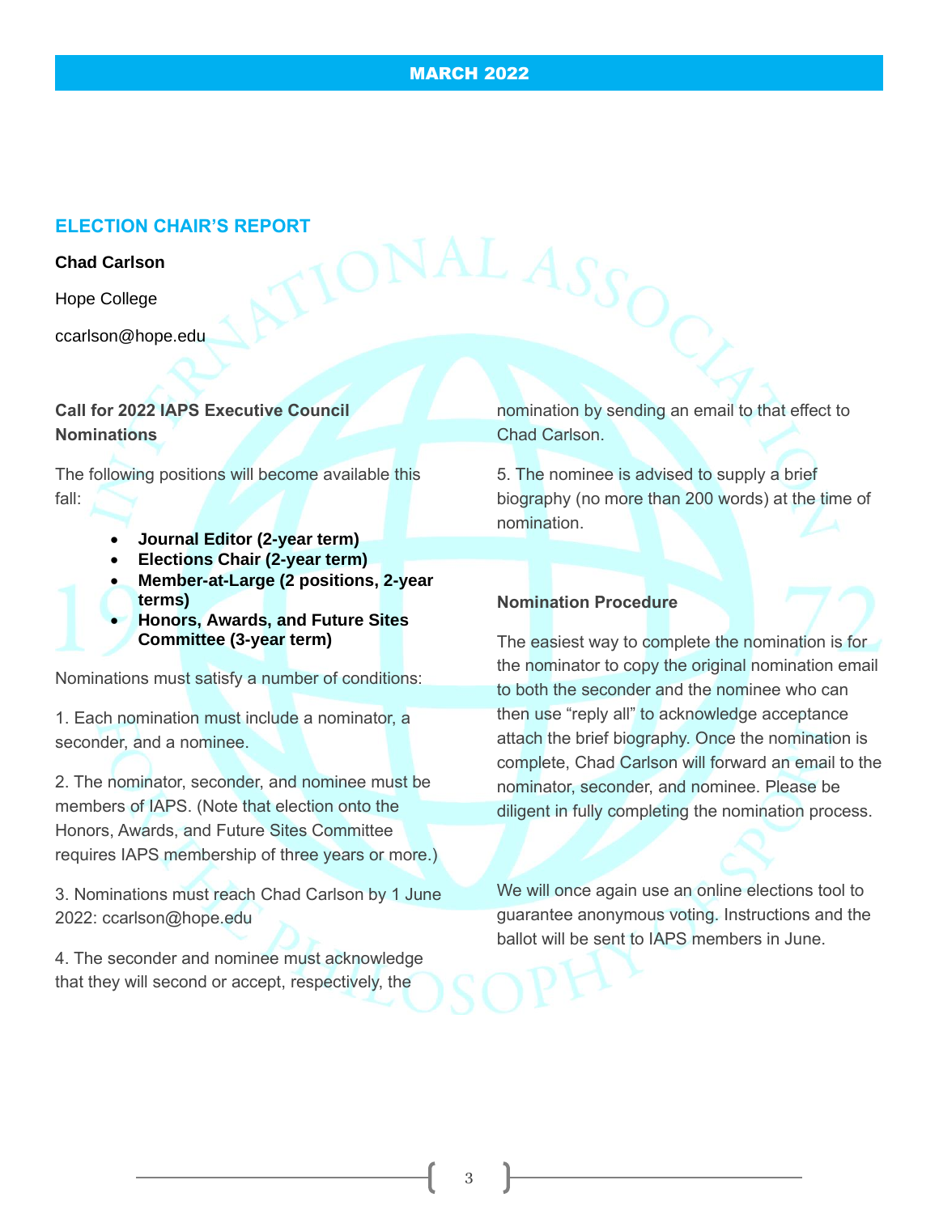## ELECTION CHAIR'S REPORT

**Chad Carlson**

Hope College

ccarlson@hope.edu

**Call for 2022 IAPS Executive Council Nominations**

The following positions will become available this fall:

- **Journal Editor (2-year term)**
- **Elections Chair (2-year term)**
- **Member-at-Large (2 positions, 2-year terms)**
- **Honors, Awards, and Future Sites Committee (3-year term)**

Nominations must satisfy a number of conditions:

1. Each nomination must include a nominator, a seconder, and a nominee.

2. The nominator, seconder, and nominee must be members of IAPS. (Note that election onto the Honors, Awards, and Future Sites Committee requires IAPS membership of three years or more.)

3. Nominations must reach Chad Carlson by 1 June 2022: ccarlson@hope.edu

4. The seconder and nominee must acknowledge that they will second or accept, respectively, the nomination by sending an email to that effect to Chad Carlson.

5. The nominee is advised to supply a brief biography (no more than 200 words) at the time of nomination.

**Nomination Procedure**

The easiest way to complete the nomination is for the nominator to copy the original nomination email to both the seconder and the nominee who can then use "reply all" to acknowledge acceptance attach the brief biography. Once the nomination is complete, Chad Carlson will forward an email to the nominator, seconder, and nominee. Please be diligent in fully completing the nomination process.

We will once again use an online elections tool to guarantee anonymous voting. Instructions and the ballot will be sent to IAPS members in June.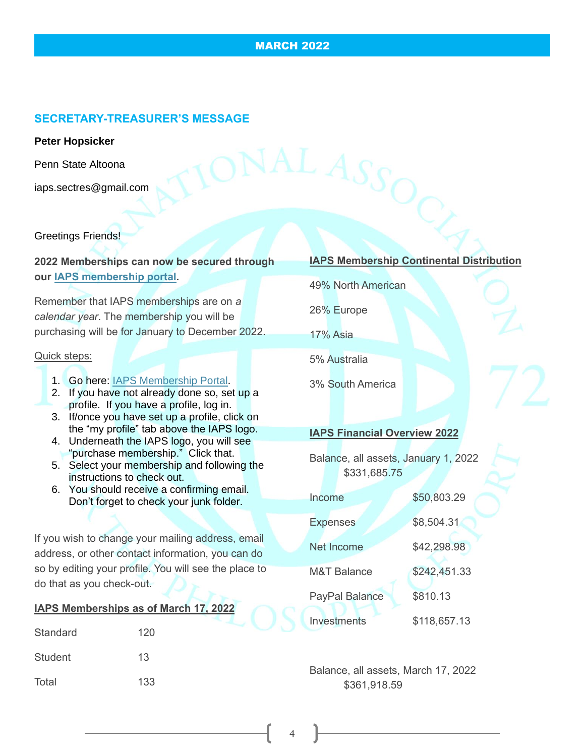MARCH 2022

## SECRETARY-TREASURER'S MESSAGE

**Peter Hopsicker**

Penn State Altoona

iaps.sectres@gmail.com

Greetings Friends!

**2022 Memberships can now be secured through our IAPS membership portal.**

Remember that IAPS memberships are on *a calendar year*. The membership you will be purchasing will be for January to December 2022.

Quick steps:

1. Go here: IAPS Membership Portal.
2. If you have not already done so, set up a profile. If you have a profile, log in.
3. If/once you have set up a profile, click on the "my profile" tab above the IAPS logo.
4. Underneath the IAPS logo, you will see "purchase membership." Click that.
5. Select your membership and following the instructions to check out.
6. You should receive a confirming email. Don't forget to check your junk folder.

If you wish to change your mailing address, email address, or other contact information, you can do so by editing your profile. You will see the place to do that as you check-out.

**IAPS Memberships as of March 17, 2022**

| | |
|---|---|
| Standard | 120 |
| Student | 13 |
| Total | 133 |

**IAPS Membership Continental Distribution**

49% North American

26% Europe

17% Asia

5% Australia

3% South America

**IAPS Financial Overview 2022**

Balance, all assets, January 1, 2022
$331,685.75

| | |
|---|---|
| Income | $50,803.29 |
| Expenses | $8,504.31 |
| Net Income | $42,298.98 |
| M&T Balance | $242,451.33 |
| PayPal Balance | $810.13 |
| Investments | $118,657.13 |

Balance, all assets, March 17, 2022
$361,918.59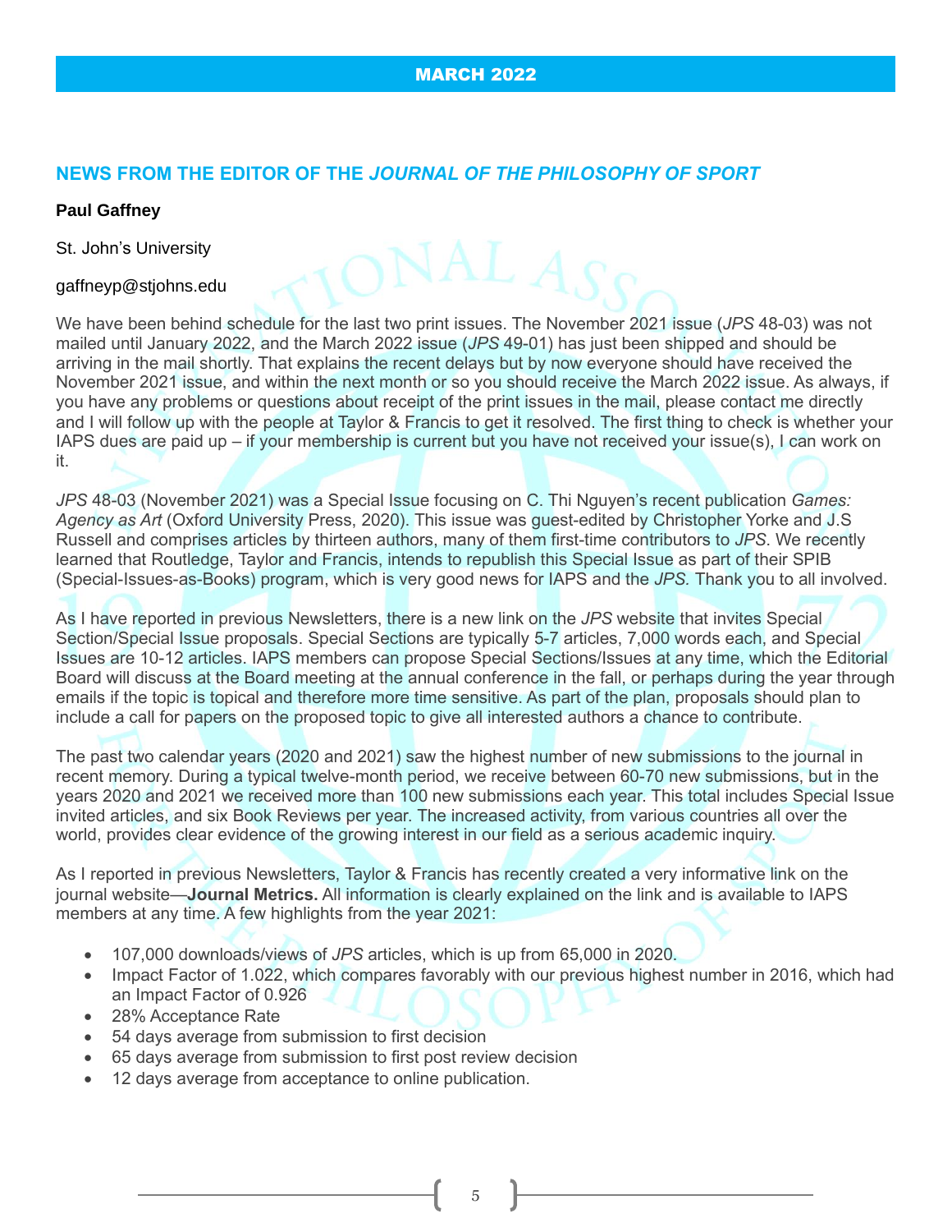## NEWS FROM THE EDITOR OF THE *JOURNAL OF THE PHILOSOPHY OF SPORT*

**Paul Gaffney**

St. John's University

gaffneyp@stjohns.edu

We have been behind schedule for the last two print issues. The November 2021 issue (*JPS* 48-03) was not mailed until January 2022, and the March 2022 issue (*JPS* 49-01) has just been shipped and should be arriving in the mail shortly. That explains the recent delays but by now everyone should have received the November 2021 issue, and within the next month or so you should receive the March 2022 issue. As always, if you have any problems or questions about receipt of the print issues in the mail, please contact me directly and I will follow up with the people at Taylor & Francis to get it resolved. The first thing to check is whether your IAPS dues are paid up – if your membership is current but you have not received your issue(s), I can work on it.

*JPS* 48-03 (November 2021) was a Special Issue focusing on C. Thi Nguyen's recent publication *Games: Agency as Art* (Oxford University Press, 2020). This issue was guest-edited by Christopher Yorke and J.S Russell and comprises articles by thirteen authors, many of them first-time contributors to *JPS*. We recently learned that Routledge, Taylor and Francis, intends to republish this Special Issue as part of their SPIB (Special-Issues-as-Books) program, which is very good news for IAPS and the *JPS*. Thank you to all involved.

As I have reported in previous Newsletters, there is a new link on the *JPS* website that invites Special Section/Special Issue proposals. Special Sections are typically 5-7 articles, 7,000 words each, and Special Issues are 10-12 articles. IAPS members can propose Special Sections/Issues at any time, which the Editorial Board will discuss at the Board meeting at the annual conference in the fall, or perhaps during the year through emails if the topic is topical and therefore more time sensitive. As part of the plan, proposals should plan to include a call for papers on the proposed topic to give all interested authors a chance to contribute.

The past two calendar years (2020 and 2021) saw the highest number of new submissions to the journal in recent memory. During a typical twelve-month period, we receive between 60-70 new submissions, but in the years 2020 and 2021 we received more than 100 new submissions each year. This total includes Special Issue invited articles, and six Book Reviews per year. The increased activity, from various countries all over the world, provides clear evidence of the growing interest in our field as a serious academic inquiry.

As I reported in previous Newsletters, Taylor & Francis has recently created a very informative link on the journal website—**Journal Metrics.** All information is clearly explained on the link and is available to IAPS members at any time. A few highlights from the year 2021:

- 107,000 downloads/views of *JPS* articles, which is up from 65,000 in 2020.
- Impact Factor of 1.022, which compares favorably with our previous highest number in 2016, which had an Impact Factor of 0.926
- 28% Acceptance Rate
- 54 days average from submission to first decision
- 65 days average from submission to first post review decision
- 12 days average from acceptance to online publication.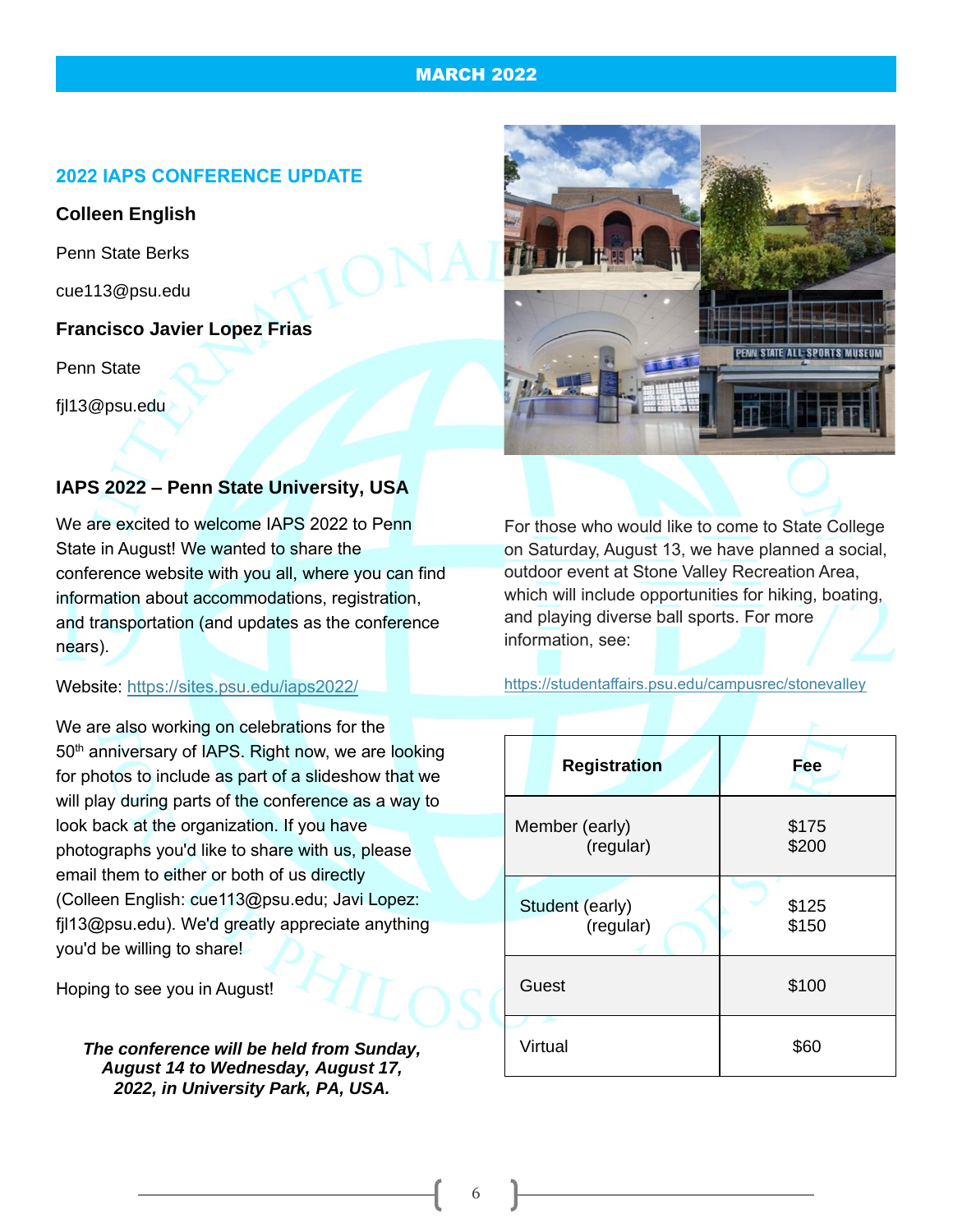## 2022 IAPS CONFERENCE UPDATE

**Colleen English**

Penn State Berks

cue113@psu.edu

**Francisco Javier Lopez Frias**

Penn State

fjl13@psu.edu

### IAPS 2022 – Penn State University, USA

We are excited to welcome IAPS 2022 to Penn State in August! We wanted to share the conference website with you all, where you can find information about accommodations, registration, and transportation (and updates as the conference nears).

Website: https://sites.psu.edu/iaps2022/

We are also working on celebrations for the 50th anniversary of IAPS. Right now, we are looking for photos to include as part of a slideshow that we will play during parts of the conference as a way to look back at the organization. If you have photographs you'd like to share with us, please email them to either or both of us directly (Colleen English: cue113@psu.edu; Javi Lopez: fjl13@psu.edu). We'd greatly appreciate anything you'd be willing to share!

Hoping to see you in August!

***The conference will be held from Sunday, August 14 to Wednesday, August 17, 2022, in University Park, PA, USA.***

For those who would like to come to State College on Saturday, August 13, we have planned a social, outdoor event at Stone Valley Recreation Area, which will include opportunities for hiking, boating, and playing diverse ball sports. For more information, see:

https://studentaffairs.psu.edu/campusrec/stonevalley

| Registration | Fee |
|---|---|
| Member (early)<br>(regular) | $175<br>$200 |
| Student (early)<br>(regular) | $125<br>$150 |
| Guest | $100 |
| Virtual | $60 |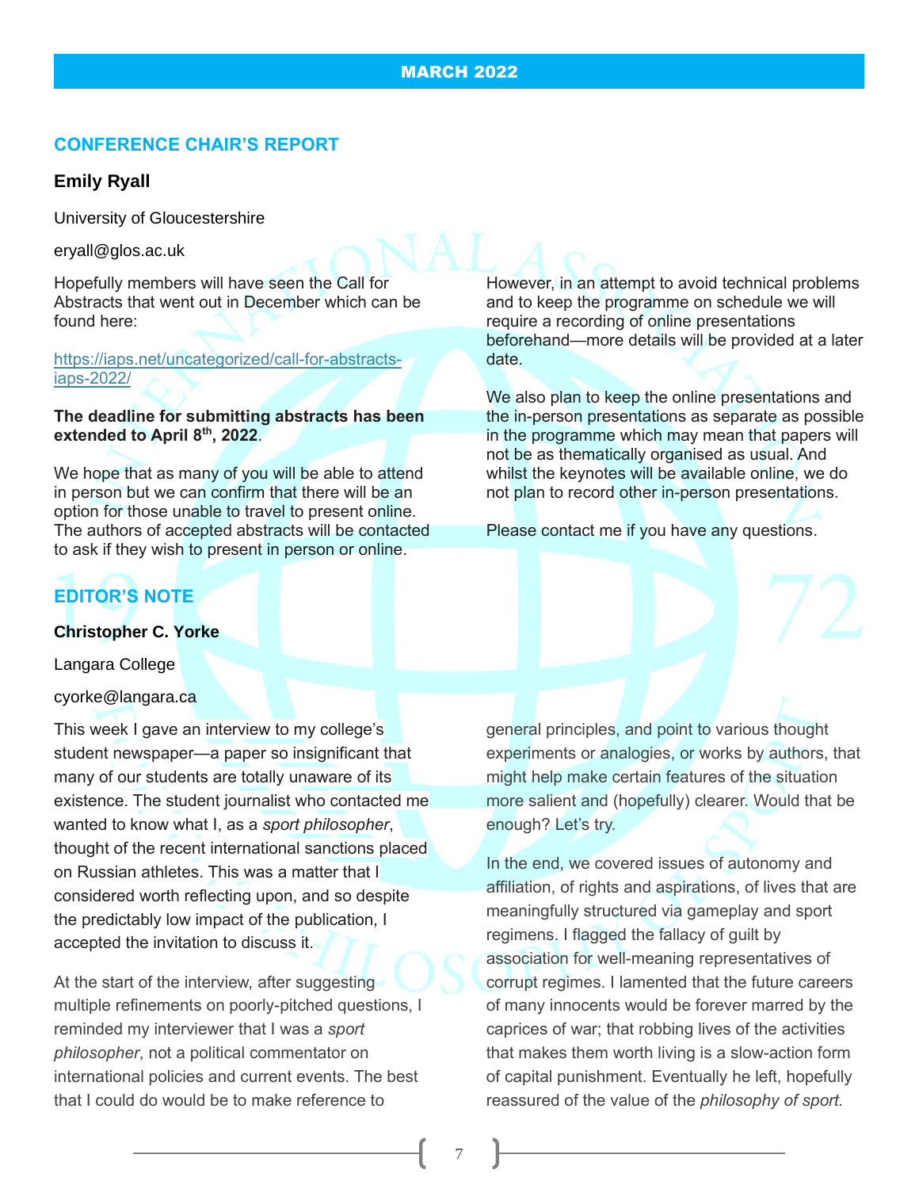## CONFERENCE CHAIR'S REPORT

**Emily Ryall**

University of Gloucestershire

eryall@glos.ac.uk

Hopefully members will have seen the Call for Abstracts that went out in December which can be found here:

https://iaps.net/uncategorized/call-for-abstracts-iaps-2022/

**The deadline for submitting abstracts has been extended to April 8th, 2022**.

We hope that as many of you will be able to attend in person but we can confirm that there will be an option for those unable to travel to present online. The authors of accepted abstracts will be contacted to ask if they wish to present in person or online.

However, in an attempt to avoid technical problems and to keep the programme on schedule we will require a recording of online presentations beforehand—more details will be provided at a later date.

We also plan to keep the online presentations and the in-person presentations as separate as possible in the programme which may mean that papers will not be as thematically organised as usual. And whilst the keynotes will be available online, we do not plan to record other in-person presentations.

Please contact me if you have any questions.

## EDITOR'S NOTE

**Christopher C. Yorke**

Langara College

cyorke@langara.ca

This week I gave an interview to my college's student newspaper—a paper so insignificant that many of our students are totally unaware of its existence. The student journalist who contacted me wanted to know what I, as a *sport philosopher*, thought of the recent international sanctions placed on Russian athletes. This was a matter that I considered worth reflecting upon, and so despite the predictably low impact of the publication, I accepted the invitation to discuss it.

At the start of the interview, after suggesting multiple refinements on poorly-pitched questions, I reminded my interviewer that I was a *sport philosopher*, not a political commentator on international policies and current events. The best that I could do would be to make reference to general principles, and point to various thought experiments or analogies, or works by authors, that might help make certain features of the situation more salient and (hopefully) clearer. Would that be enough? Let's try.

In the end, we covered issues of autonomy and affiliation, of rights and aspirations, of lives that are meaningfully structured via gameplay and sport regimens. I flagged the fallacy of guilt by association for well-meaning representatives of corrupt regimes. I lamented that the future careers of many innocents would be forever marred by the caprices of war; that robbing lives of the activities that makes them worth living is a slow-action form of capital punishment. Eventually he left, hopefully reassured of the value of the *philosophy of sport.*